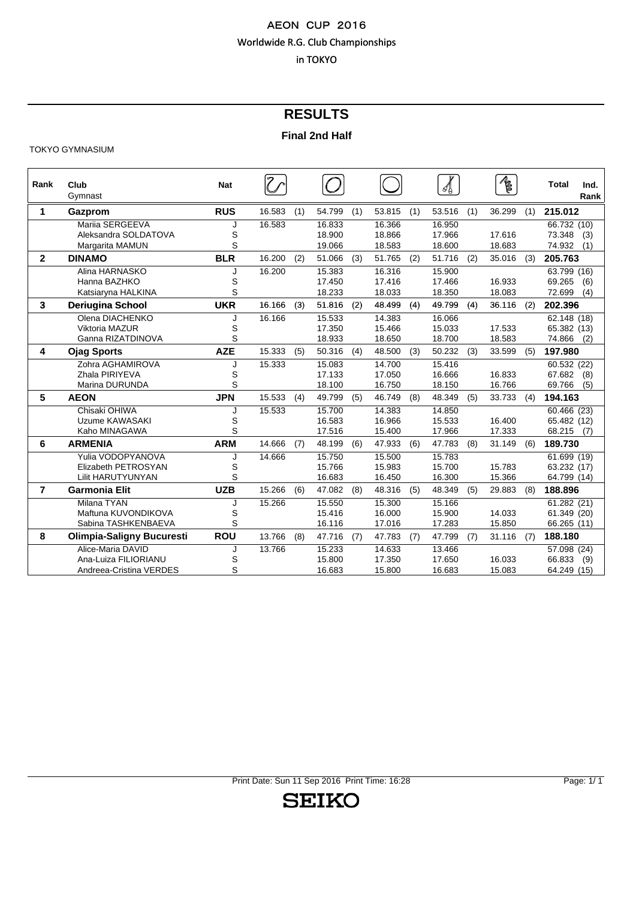# AEON CUP 2016

Worldwide R.G. Club Championships

in TOKYO

## RESULTS

### Final 2nd Half

TOKYO GYMNASIUM

| Rank | Club / Gymnast | Nat | Rope | | Hoop | | Ball | | Clubs | | Ribbon | | Total | Ind. Rank |
|---|---|---|---|---|---|---|---|---|---|---|---|---|---|---|
| 1 | **Gazprom** | **RUS** | 16.583 | (1) | 54.799 | (1) | 53.815 | (1) | 53.516 | (1) | 36.299 | (1) | **215.012** | |
| | Mariia SERGEEVA | J | 16.583 | | 16.833 | | 16.366 | | 16.950 | | | | 66.732 | (10) |
| | Aleksandra SOLDATOVA | S | | | 18.900 | | 18.866 | | 17.966 | | 17.616 | | 73.348 | (3) |
| | Margarita MAMUN | S | | | 19.066 | | 18.583 | | 18.600 | | 18.683 | | 74.932 | (1) |
| 2 | **DINAMO** | **BLR** | 16.200 | (2) | 51.066 | (3) | 51.765 | (2) | 51.716 | (2) | 35.016 | (3) | **205.763** | |
| | Alina HARNASKO | J | 16.200 | | 15.383 | | 16.316 | | 15.900 | | | | 63.799 | (16) |
| | Hanna BAZHKO | S | | | 17.450 | | 17.416 | | 17.466 | | 16.933 | | 69.265 | (6) |
| | Katsiaryna HALKINA | S | | | 18.233 | | 18.033 | | 18.350 | | 18.083 | | 72.699 | (4) |
| 3 | **Deriugina School** | **UKR** | 16.166 | (3) | 51.816 | (2) | 48.499 | (4) | 49.799 | (4) | 36.116 | (2) | **202.396** | |
| | Olena DIACHENKO | J | 16.166 | | 15.533 | | 14.383 | | 16.066 | | | | 62.148 | (18) |
| | Viktoria MAZUR | S | | | 17.350 | | 15.466 | | 15.033 | | 17.533 | | 65.382 | (13) |
| | Ganna RIZATDINOVA | S | | | 18.933 | | 18.650 | | 18.700 | | 18.583 | | 74.866 | (2) |
| 4 | **Ojag Sports** | **AZE** | 15.333 | (5) | 50.316 | (4) | 48.500 | (3) | 50.232 | (3) | 33.599 | (5) | **197.980** | |
| | Zohra AGHAMIROVA | J | 15.333 | | 15.083 | | 14.700 | | 15.416 | | | | 60.532 | (22) |
| | Zhala PIRIYEVA | S | | | 17.133 | | 17.050 | | 16.666 | | 16.833 | | 67.682 | (8) |
| | Marina DURUNDA | S | | | 18.100 | | 16.750 | | 18.150 | | 16.766 | | 69.766 | (5) |
| 5 | **AEON** | **JPN** | 15.533 | (4) | 49.799 | (5) | 46.749 | (8) | 48.349 | (5) | 33.733 | (4) | **194.163** | |
| | Chisaki OHIWA | J | 15.533 | | 15.700 | | 14.383 | | 14.850 | | | | 60.466 | (23) |
| | Uzume KAWASAKI | S | | | 16.583 | | 16.966 | | 15.533 | | 16.400 | | 65.482 | (12) |
| | Kaho MINAGAWA | S | | | 17.516 | | 15.400 | | 17.966 | | 17.333 | | 68.215 | (7) |
| 6 | **ARMENIA** | **ARM** | 14.666 | (7) | 48.199 | (6) | 47.933 | (6) | 47.783 | (8) | 31.149 | (6) | **189.730** | |
| | Yulia VODOPYANOVA | J | 14.666 | | 15.750 | | 15.500 | | 15.783 | | | | 61.699 | (19) |
| | Elizabeth PETROSYAN | S | | | 15.766 | | 15.983 | | 15.700 | | 15.783 | | 63.232 | (17) |
| | Lilit HARUTYUNYAN | S | | | 16.683 | | 16.450 | | 16.300 | | 15.366 | | 64.799 | (14) |
| 7 | **Garmonia Elit** | **UZB** | 15.266 | (6) | 47.082 | (8) | 48.316 | (5) | 48.349 | (5) | 29.883 | (8) | **188.896** | |
| | Milana TYAN | J | 15.266 | | 15.550 | | 15.300 | | 15.166 | | | | 61.282 | (21) |
| | Maftuna KUVONDIKOVA | S | | | 15.416 | | 16.000 | | 15.900 | | 14.033 | | 61.349 | (20) |
| | Sabina TASHKENBAEVA | S | | | 16.116 | | 17.016 | | 17.283 | | 15.850 | | 66.265 | (11) |
| 8 | **Olimpia-Saligny Bucuresti** | **ROU** | 13.766 | (8) | 47.716 | (7) | 47.783 | (7) | 47.799 | (7) | 31.116 | (7) | **188.180** | |
| | Alice-Maria DAVID | J | 13.766 | | 15.233 | | 14.633 | | 13.466 | | | | 57.098 | (24) |
| | Ana-Luiza FILIORIANU | S | | | 15.800 | | 17.350 | | 17.650 | | 16.033 | | 66.833 | (9) |
| | Andreea-Cristina VERDES | S | | | 16.683 | | 15.800 | | 16.683 | | 15.083 | | 64.249 | (15) |

Print Date: Sun 11 Sep 2016 Print Time: 16:28

SEIKO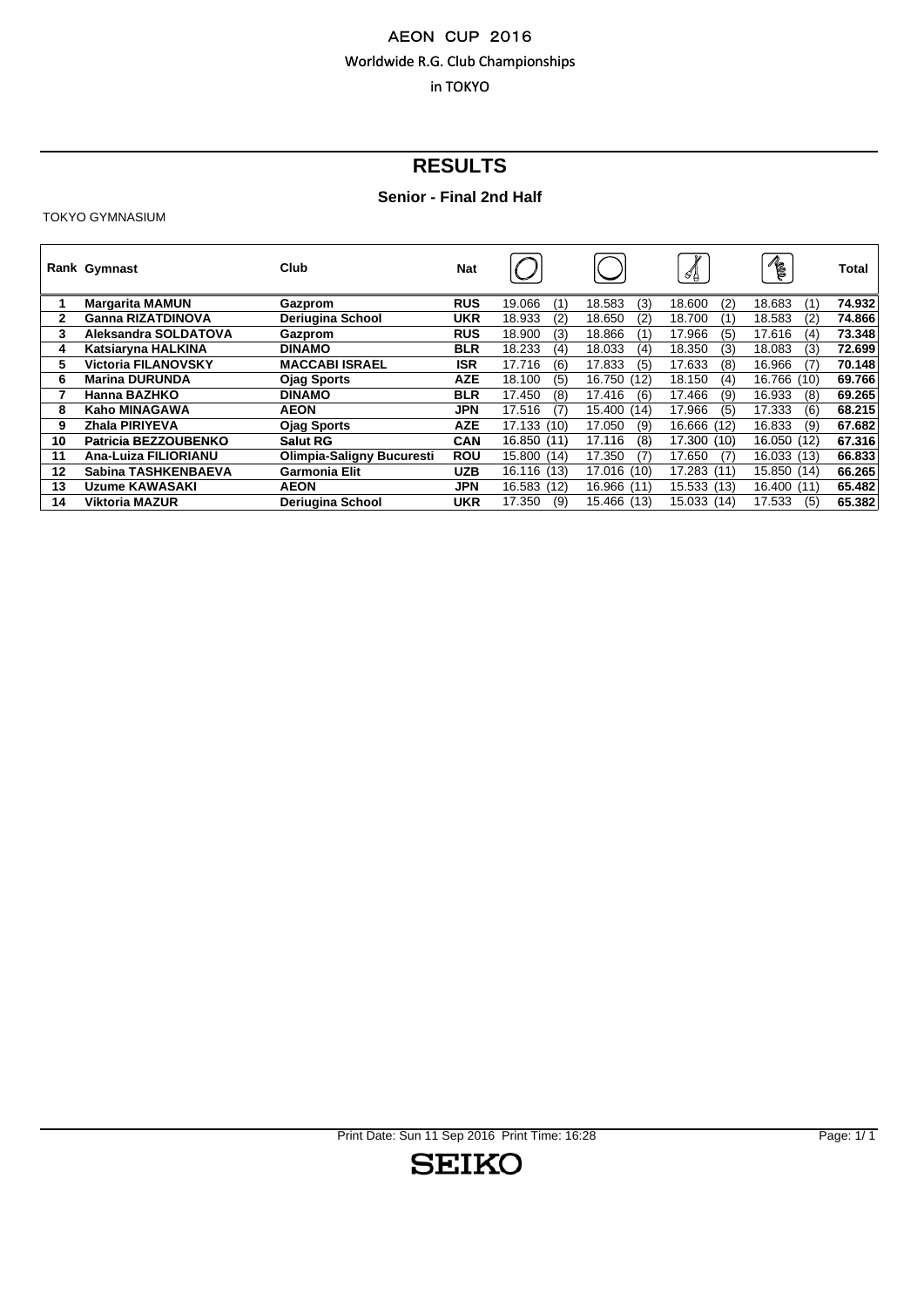AEON CUP 2016

Worldwide R.G. Club Championships

in TOKYO

# RESULTS

## Senior - Final 2nd Half

TOKYO GYMNASIUM

| Rank | Gymnast | Club | Nat | Hoop | Ball | Clubs | Ribbon | Total |
|---|---|---|---|---|---|---|---|---|
| 1 | Margarita MAMUN | Gazprom | RUS | 19.066 (1) | 18.583 (3) | 18.600 (2) | 18.683 (1) | 74.932 |
| 2 | Ganna RIZATDINOVA | Deriugina School | UKR | 18.933 (2) | 18.650 (2) | 18.700 (1) | 18.583 (2) | 74.866 |
| 3 | Aleksandra SOLDATOVA | Gazprom | RUS | 18.900 (3) | 18.866 (1) | 17.966 (5) | 17.616 (4) | 73.348 |
| 4 | Katsiaryna HALKINA | DINAMO | BLR | 18.233 (4) | 18.033 (4) | 18.350 (3) | 18.083 (3) | 72.699 |
| 5 | Victoria FILANOVSKY | MACCABI ISRAEL | ISR | 17.716 (6) | 17.833 (5) | 17.633 (8) | 16.966 (7) | 70.148 |
| 6 | Marina DURUNDA | Ojag Sports | AZE | 18.100 (5) | 16.750 (12) | 18.150 (4) | 16.766 (10) | 69.766 |
| 7 | Hanna BAZHKO | DINAMO | BLR | 17.450 (8) | 17.416 (6) | 17.466 (9) | 16.933 (8) | 69.265 |
| 8 | Kaho MINAGAWA | AEON | JPN | 17.516 (7) | 15.400 (14) | 17.966 (5) | 17.333 (6) | 68.215 |
| 9 | Zhala PIRIYEVA | Ojag Sports | AZE | 17.133 (10) | 17.050 (9) | 16.666 (12) | 16.833 (9) | 67.682 |
| 10 | Patricia BEZZOUBENKO | Salut RG | CAN | 16.850 (11) | 17.116 (8) | 17.300 (10) | 16.050 (12) | 67.316 |
| 11 | Ana-Luiza FILIORIANU | Olimpia-Saligny Bucuresti | ROU | 15.800 (14) | 17.350 (7) | 17.650 (7) | 16.033 (13) | 66.833 |
| 12 | Sabina TASHKENBAEVA | Garmonia Elit | UZB | 16.116 (13) | 17.016 (10) | 17.283 (11) | 15.850 (14) | 66.265 |
| 13 | Uzume KAWASAKI | AEON | JPN | 16.583 (12) | 16.966 (11) | 15.533 (13) | 16.400 (11) | 65.482 |
| 14 | Viktoria MAZUR | Deriugina School | UKR | 17.350 (9) | 15.466 (13) | 15.033 (14) | 17.533 (5) | 65.382 |

Print Date: Sun 11 Sep 2016 Print Time: 16:28

SEIKO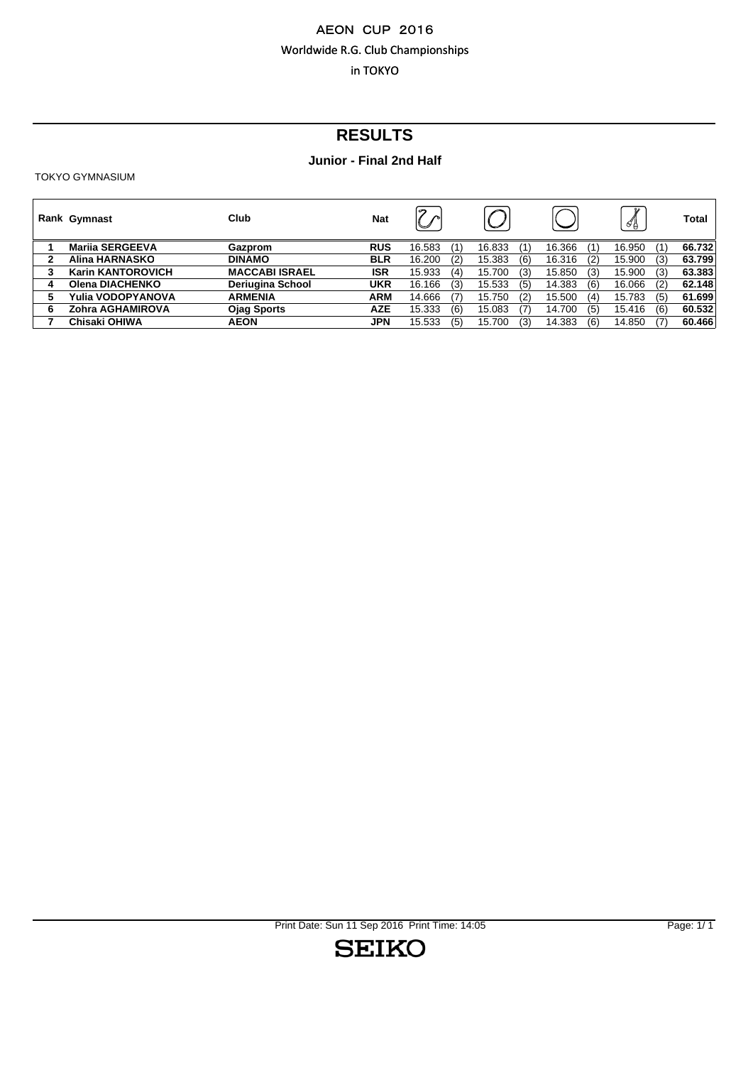AEON CUP 2016

Worldwide R.G. Club Championships

in TOKYO

# RESULTS

## Junior - Final 2nd Half

TOKYO GYMNASIUM

| Rank | Gymnast | Club | Nat | Ribbon | | Hoop | | Ball | | Clubs | | Total |
|---|---|---|---|---|---|---|---|---|---|---|---|---|
| 1 | **Mariia SERGEEVA** | **Gazprom** | **RUS** | 16.583 | (1) | 16.833 | (1) | 16.366 | (1) | 16.950 | (1) | **66.732** |
| 2 | **Alina HARNASKO** | **DINAMO** | **BLR** | 16.200 | (2) | 15.383 | (6) | 16.316 | (2) | 15.900 | (3) | **63.799** |
| 3 | **Karin KANTOROVICH** | **MACCABI ISRAEL** | **ISR** | 15.933 | (4) | 15.700 | (3) | 15.850 | (3) | 15.900 | (3) | **63.383** |
| 4 | **Olena DIACHENKO** | **Deriugina School** | **UKR** | 16.166 | (3) | 15.533 | (5) | 14.383 | (6) | 16.066 | (2) | **62.148** |
| 5 | **Yulia VODOPYANOVA** | **ARMENIA** | **ARM** | 14.666 | (7) | 15.750 | (2) | 15.500 | (4) | 15.783 | (5) | **61.699** |
| 6 | **Zohra AGHAMIROVA** | **Ojag Sports** | **AZE** | 15.333 | (6) | 15.083 | (7) | 14.700 | (5) | 15.416 | (6) | **60.532** |
| 7 | **Chisaki OHIWA** | **AEON** | **JPN** | 15.533 | (5) | 15.700 | (3) | 14.383 | (6) | 14.850 | (7) | **60.466** |

Print Date: Sun 11 Sep 2016 Print Time: 14:05

SEIKO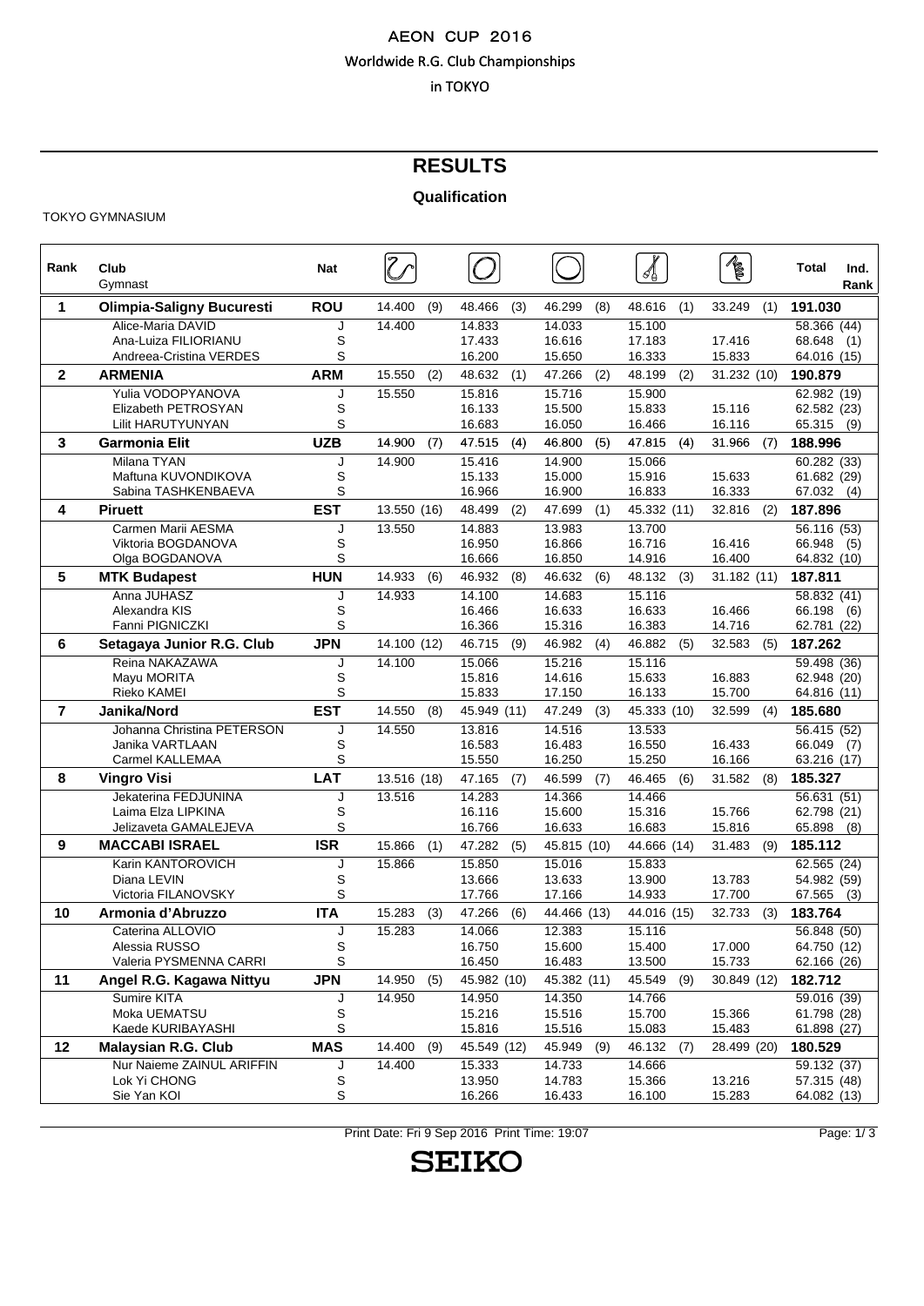AEON CUP 2016

Worldwide R.G. Club Championships

in TOKYO

# RESULTS

## Qualification

TOKYO GYMNASIUM

| Rank | Club / Gymnast | Nat | Rope | | Hoop | | Ball | | Clubs | | Ribbon | | Total | Ind. Rank |
|---|---|---|---|---|---|---|---|---|---|---|---|---|---|---|
| **1** | **Olimpia-Saligny Bucuresti** | **ROU** | 14.400 | (9) | 48.466 | (3) | 46.299 | (8) | 48.616 | (1) | 33.249 | (1) | **191.030** | |
| | Alice-Maria DAVID | J | 14.400 | | 14.833 | | 14.033 | | 15.100 | | | | 58.366 | (44) |
| | Ana-Luiza FILIORIANU | S | | | 17.433 | | 16.616 | | 17.183 | | 17.416 | | 68.648 | (1) |
| | Andreea-Cristina VERDES | S | | | 16.200 | | 15.650 | | 16.333 | | 15.833 | | 64.016 | (15) |
| **2** | **ARMENIA** | **ARM** | 15.550 | (2) | 48.632 | (1) | 47.266 | (2) | 48.199 | (2) | 31.232 | (10) | **190.879** | |
| | Yulia VODOPYANOVA | J | 15.550 | | 15.816 | | 15.716 | | 15.900 | | | | 62.982 | (19) |
| | Elizabeth PETROSYAN | S | | | 16.133 | | 15.500 | | 15.833 | | 15.116 | | 62.582 | (23) |
| | Lilit HARUTYUNYAN | S | | | 16.683 | | 16.050 | | 16.466 | | 16.116 | | 65.315 | (9) |
| **3** | **Garmonia Elit** | **UZB** | 14.900 | (7) | 47.515 | (4) | 46.800 | (5) | 47.815 | (4) | 31.966 | (7) | **188.996** | |
| | Milana TYAN | J | 14.900 | | 15.416 | | 14.900 | | 15.066 | | | | 60.282 | (33) |
| | Maftuna KUVONDIKOVA | S | | | 15.133 | | 15.000 | | 15.916 | | 15.633 | | 61.682 | (29) |
| | Sabina TASHKENBAEVA | S | | | 16.966 | | 16.900 | | 16.833 | | 16.333 | | 67.032 | (4) |
| **4** | **Piruett** | **EST** | 13.550 | (16) | 48.499 | (2) | 47.699 | (1) | 45.332 | (11) | 32.816 | (2) | **187.896** | |
| | Carmen Marii AESMA | J | 13.550 | | 14.883 | | 13.983 | | 13.700 | | | | 56.116 | (53) |
| | Viktoria BOGDANOVA | S | | | 16.950 | | 16.866 | | 16.716 | | 16.416 | | 66.948 | (5) |
| | Olga BOGDANOVA | S | | | 16.666 | | 16.850 | | 14.916 | | 16.400 | | 64.832 | (10) |
| **5** | **MTK Budapest** | **HUN** | 14.933 | (6) | 46.932 | (8) | 46.632 | (6) | 48.132 | (3) | 31.182 | (11) | **187.811** | |
| | Anna JUHASZ | J | 14.933 | | 14.100 | | 14.683 | | 15.116 | | | | 58.832 | (41) |
| | Alexandra KIS | S | | | 16.466 | | 16.633 | | 16.633 | | 16.466 | | 66.198 | (6) |
| | Fanni PIGNICZKI | S | | | 16.366 | | 15.316 | | 16.383 | | 14.716 | | 62.781 | (22) |
| **6** | **Setagaya Junior R.G. Club** | **JPN** | 14.100 | (12) | 46.715 | (9) | 46.982 | (4) | 46.882 | (5) | 32.583 | (5) | **187.262** | |
| | Reina NAKAZAWA | J | 14.100 | | 15.066 | | 15.216 | | 15.116 | | | | 59.498 | (36) |
| | Mayu MORITA | S | | | 15.816 | | 14.616 | | 15.633 | | 16.883 | | 62.948 | (20) |
| | Rieko KAMEI | S | | | 15.833 | | 17.150 | | 16.133 | | 15.700 | | 64.816 | (11) |
| **7** | **Janika/Nord** | **EST** | 14.550 | (8) | 45.949 | (11) | 47.249 | (3) | 45.333 | (10) | 32.599 | (4) | **185.680** | |
| | Johanna Christina PETERSON | J | 14.550 | | 13.816 | | 14.516 | | 13.533 | | | | 56.415 | (52) |
| | Janika VARTLAAN | S | | | 16.583 | | 16.483 | | 16.550 | | 16.433 | | 66.049 | (7) |
| | Carmel KALLEMAA | S | | | 15.550 | | 16.250 | | 15.250 | | 16.166 | | 63.216 | (17) |
| **8** | **Vingro Visi** | **LAT** | 13.516 | (18) | 47.165 | (7) | 46.599 | (7) | 46.465 | (6) | 31.582 | (8) | **185.327** | |
| | Jekaterina FEDJUNINA | J | 13.516 | | 14.283 | | 14.366 | | 14.466 | | | | 56.631 | (51) |
| | Laima Elza LIPKINA | S | | | 16.116 | | 15.600 | | 15.316 | | 15.766 | | 62.798 | (21) |
| | Jelizaveta GAMALEJEVA | S | | | 16.766 | | 16.633 | | 16.683 | | 15.816 | | 65.898 | (8) |
| **9** | **MACCABI ISRAEL** | **ISR** | 15.866 | (1) | 47.282 | (5) | 45.815 | (10) | 44.666 | (14) | 31.483 | (9) | **185.112** | |
| | Karin KANTOROVICH | J | 15.866 | | 15.850 | | 15.016 | | 15.833 | | | | 62.565 | (24) |
| | Diana LEVIN | S | | | 13.666 | | 13.633 | | 13.900 | | 13.783 | | 54.982 | (59) |
| | Victoria FILANOVSKY | S | | | 17.766 | | 17.166 | | 14.933 | | 17.700 | | 67.565 | (3) |
| **10** | **Armonia d'Abruzzo** | **ITA** | 15.283 | (3) | 47.266 | (6) | 44.466 | (13) | 44.016 | (15) | 32.733 | (3) | **183.764** | |
| | Caterina ALLOVIO | J | 15.283 | | 14.066 | | 12.383 | | 15.116 | | | | 56.848 | (50) |
| | Alessia RUSSO | S | | | 16.750 | | 15.600 | | 15.400 | | 17.000 | | 64.750 | (12) |
| | Valeria PYSMENNA CARRI | S | | | 16.450 | | 16.483 | | 13.500 | | 15.733 | | 62.166 | (26) |
| **11** | **Angel R.G. Kagawa Nittyu** | **JPN** | 14.950 | (5) | 45.982 | (10) | 45.382 | (11) | 45.549 | (9) | 30.849 | (12) | **182.712** | |
| | Sumire KITA | J | 14.950 | | 14.950 | | 14.350 | | 14.766 | | | | 59.016 | (39) |
| | Moka UEMATSU | S | | | 15.216 | | 15.516 | | 15.700 | | 15.366 | | 61.798 | (28) |
| | Kaede KURIBAYASHI | S | | | 15.816 | | 15.516 | | 15.083 | | 15.483 | | 61.898 | (27) |
| **12** | **Malaysian R.G. Club** | **MAS** | 14.400 | (9) | 45.549 | (12) | 45.949 | (9) | 46.132 | (7) | 28.499 | (20) | **180.529** | |
| | Nur Naieme ZAINUL ARIFFIN | J | 14.400 | | 15.333 | | 14.733 | | 14.666 | | | | 59.132 | (37) |
| | Lok Yi CHONG | S | | | 13.950 | | 14.783 | | 15.366 | | 13.216 | | 57.315 | (48) |
| | Sie Yan KOI | S | | | 16.266 | | 16.433 | | 16.100 | | 15.283 | | 64.082 | (13) |

Print Date: Fri 9 Sep 2016 Print Time: 19:07

SEIKO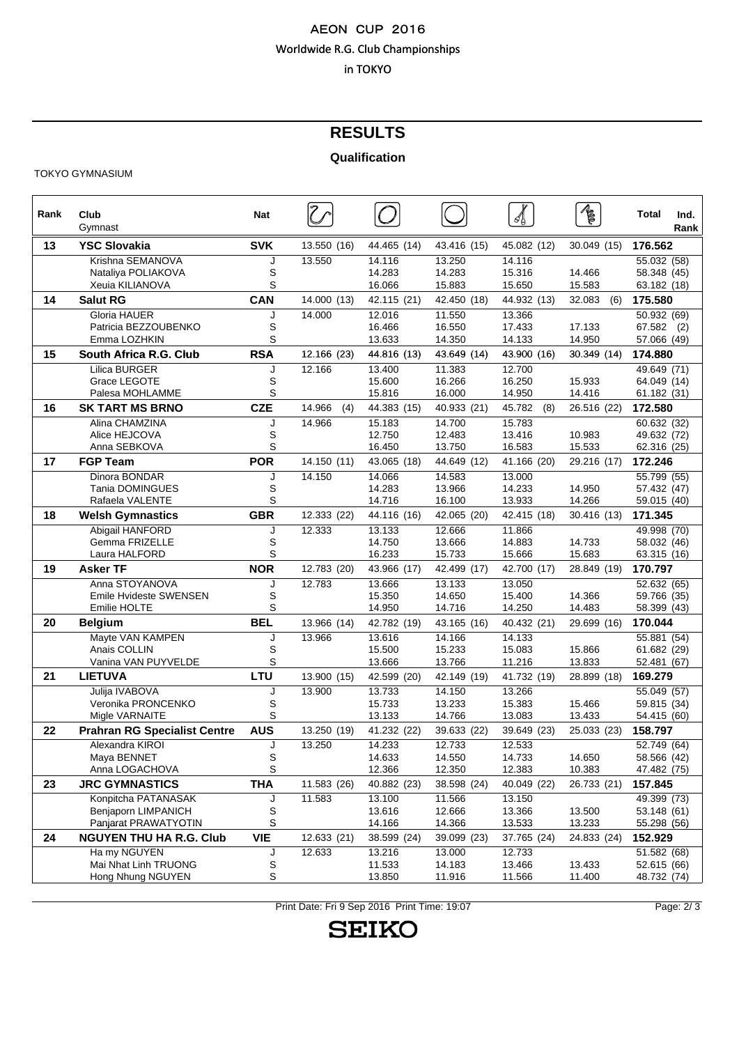AEON CUP 2016

Worldwide R.G. Club Championships

in TOKYO

# RESULTS

## Qualification

TOKYO GYMNASIUM

| Rank | Club / Gymnast | Nat | Rope | Hoop | Ball | Clubs | Ribbon | Total | Ind. Rank |
|---|---|---|---|---|---|---|---|---|---|
| **13** | **YSC Slovakia** | **SVK** | 13.550 (16) | 44.465 (14) | 43.416 (15) | 45.082 (12) | 30.049 (15) | **176.562** | |
| | Krishna SEMANOVA | J | 13.550 | 14.116 | 13.250 | 14.116 | | 55.032 | (58) |
| | Nataliya POLIAKOVA | S | | 14.283 | 14.283 | 15.316 | 14.466 | 58.348 | (45) |
| | Xeuia KILIANOVA | S | | 16.066 | 15.883 | 15.650 | 15.583 | 63.182 | (18) |
| **14** | **Salut RG** | **CAN** | 14.000 (13) | 42.115 (21) | 42.450 (18) | 44.932 (13) | 32.083 (6) | **175.580** | |
| | Gloria HAUER | J | 14.000 | 12.016 | 11.550 | 13.366 | | 50.932 | (69) |
| | Patricia BEZZOUBENKO | S | | 16.466 | 16.550 | 17.433 | 17.133 | 67.582 | (2) |
| | Emma LOZHKIN | S | | 13.633 | 14.350 | 14.133 | 14.950 | 57.066 | (49) |
| **15** | **South Africa R.G. Club** | **RSA** | 12.166 (23) | 44.816 (13) | 43.649 (14) | 43.900 (16) | 30.349 (14) | **174.880** | |
| | Lilica BURGER | J | 12.166 | 13.400 | 11.383 | 12.700 | | 49.649 | (71) |
| | Grace LEGOTE | S | | 15.600 | 16.266 | 16.250 | 15.933 | 64.049 | (14) |
| | Palesa MOHLAMME | S | | 15.816 | 16.000 | 14.950 | 14.416 | 61.182 | (31) |
| **16** | **SK TART MS BRNO** | **CZE** | 14.966 (4) | 44.383 (15) | 40.933 (21) | 45.782 (8) | 26.516 (22) | **172.580** | |
| | Alina CHAMZINA | J | 14.966 | 15.183 | 14.700 | 15.783 | | 60.632 | (32) |
| | Alice HEJCOVA | S | | 12.750 | 12.483 | 13.416 | 10.983 | 49.632 | (72) |
| | Anna SEBKOVA | S | | 16.450 | 13.750 | 16.583 | 15.533 | 62.316 | (25) |
| **17** | **FGP Team** | **POR** | 14.150 (11) | 43.065 (18) | 44.649 (12) | 41.166 (20) | 29.216 (17) | **172.246** | |
| | Dinora BONDAR | J | 14.150 | 14.066 | 14.583 | 13.000 | | 55.799 | (55) |
| | Tania DOMINGUES | S | | 14.283 | 13.966 | 14.233 | 14.950 | 57.432 | (47) |
| | Rafaela VALENTE | S | | 14.716 | 16.100 | 13.933 | 14.266 | 59.015 | (40) |
| **18** | **Welsh Gymnastics** | **GBR** | 12.333 (22) | 44.116 (16) | 42.065 (20) | 42.415 (18) | 30.416 (13) | **171.345** | |
| | Abigail HANFORD | J | 12.333 | 13.133 | 12.666 | 11.866 | | 49.998 | (70) |
| | Gemma FRIZELLE | S | | 14.750 | 13.666 | 14.883 | 14.733 | 58.032 | (46) |
| | Laura HALFORD | S | | 16.233 | 15.733 | 15.666 | 15.683 | 63.315 | (16) |
| **19** | **Asker TF** | **NOR** | 12.783 (20) | 43.966 (17) | 42.499 (17) | 42.700 (17) | 28.849 (19) | **170.797** | |
| | Anna STOYANOVA | J | 12.783 | 13.666 | 13.133 | 13.050 | | 52.632 | (65) |
| | Emile Hvideste SWENSEN | S | | 15.350 | 14.650 | 15.400 | 14.366 | 59.766 | (35) |
| | Emilie HOLTE | S | | 14.950 | 14.716 | 14.250 | 14.483 | 58.399 | (43) |
| **20** | **Belgium** | **BEL** | 13.966 (14) | 42.782 (19) | 43.165 (16) | 40.432 (21) | 29.699 (16) | **170.044** | |
| | Mayte VAN KAMPEN | J | 13.966 | 13.616 | 14.166 | 14.133 | | 55.881 | (54) |
| | Anais COLLIN | S | | 15.500 | 15.233 | 15.083 | 15.866 | 61.682 | (29) |
| | Vanina VAN PUYVELDE | S | | 13.666 | 13.766 | 11.216 | 13.833 | 52.481 | (67) |
| **21** | **LIETUVA** | **LTU** | 13.900 (15) | 42.599 (20) | 42.149 (19) | 41.732 (19) | 28.899 (18) | **169.279** | |
| | Julija IVABOVA | J | 13.900 | 13.733 | 14.150 | 13.266 | | 55.049 | (57) |
| | Veronika PRONCENKO | S | | 15.733 | 13.233 | 15.383 | 15.466 | 59.815 | (34) |
| | Migle VARNAITE | S | | 13.133 | 14.766 | 13.083 | 13.433 | 54.415 | (60) |
| **22** | **Prahran RG Specialist Centre** | **AUS** | 13.250 (19) | 41.232 (22) | 39.633 (22) | 39.649 (23) | 25.033 (23) | **158.797** | |
| | Alexandra KIROI | J | 13.250 | 14.233 | 12.733 | 12.533 | | 52.749 | (64) |
| | Maya BENNET | S | | 14.633 | 14.550 | 14.733 | 14.650 | 58.566 | (42) |
| | Anna LOGACHOVA | S | | 12.366 | 12.350 | 12.383 | 10.383 | 47.482 | (75) |
| **23** | **JRC GYMNASTICS** | **THA** | 11.583 (26) | 40.882 (23) | 38.598 (24) | 40.049 (22) | 26.733 (21) | **157.845** | |
| | Konpitcha PATANASAK | J | 11.583 | 13.100 | 11.566 | 13.150 | | 49.399 | (73) |
| | Benjaporn LIMPANICH | S | | 13.616 | 12.666 | 13.366 | 13.500 | 53.148 | (61) |
| | Panjarat PRAWATYOTIN | S | | 14.166 | 14.366 | 13.533 | 13.233 | 55.298 | (56) |
| **24** | **NGUYEN THU HA R.G. Club** | **VIE** | 12.633 (21) | 38.599 (24) | 39.099 (23) | 37.765 (24) | 24.833 (24) | **152.929** | |
| | Ha my NGUYEN | J | 12.633 | 13.216 | 13.000 | 12.733 | | 51.582 | (68) |
| | Mai Nhat Linh TRUONG | S | | 11.533 | 14.183 | 13.466 | 13.433 | 52.615 | (66) |
| | Hong Nhung NGUYEN | S | | 13.850 | 11.916 | 11.566 | 11.400 | 48.732 | (74) |

Print Date: Fri 9 Sep 2016 Print Time: 19:07

SEIKO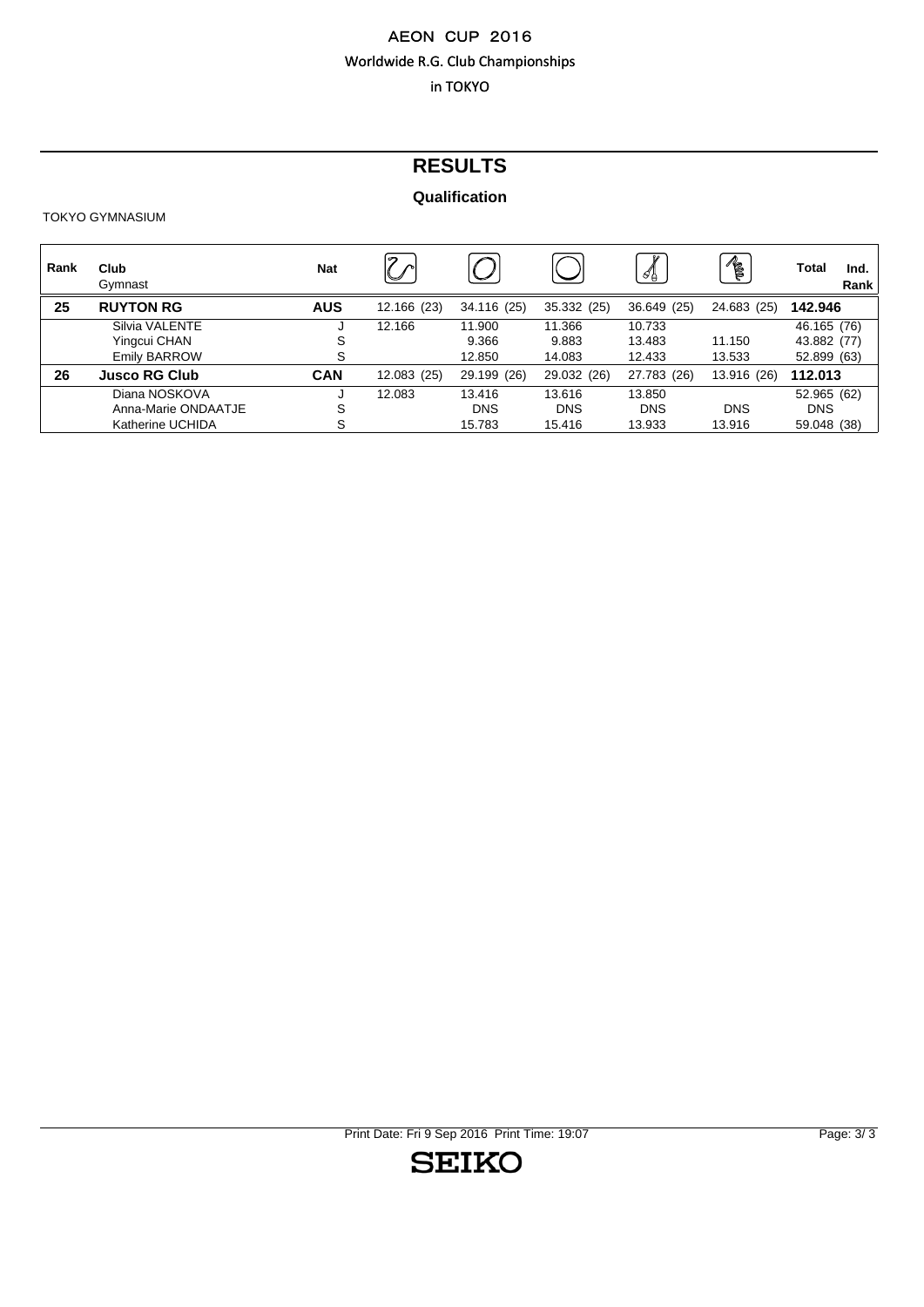AEON CUP 2016

Worldwide R.G. Club Championships

in TOKYO

# RESULTS

### Qualification

TOKYO GYMNASIUM

| Rank | Club / Gymnast | Nat | Rope | Hoop | Ball | Clubs | Ribbon | Total | Ind. Rank |
|---|---|---|---|---|---|---|---|---|---|
| **25** | **RUYTON RG** | **AUS** | 12.166 (23) | 34.116 (25) | 35.332 (25) | 36.649 (25) | 24.683 (25) | **142.946** | |
| | Silvia VALENTE | J | 12.166 | 11.900 | 11.366 | 10.733 | | 46.165 | (76) |
| | Yingcui CHAN | S | | 9.366 | 9.883 | 13.483 | 11.150 | 43.882 | (77) |
| | Emily BARROW | S | | 12.850 | 14.083 | 12.433 | 13.533 | 52.899 | (63) |
| **26** | **Jusco RG Club** | **CAN** | 12.083 (25) | 29.199 (26) | 29.032 (26) | 27.783 (26) | 13.916 (26) | **112.013** | |
| | Diana NOSKOVA | J | 12.083 | 13.416 | 13.616 | 13.850 | | 52.965 | (62) |
| | Anna-Marie ONDAATJE | S | | DNS | DNS | DNS | DNS | DNS | |
| | Katherine UCHIDA | S | | 15.783 | 15.416 | 13.933 | 13.916 | 59.048 | (38) |

Print Date: Fri 9 Sep 2016 Print Time: 19:07

SEIKO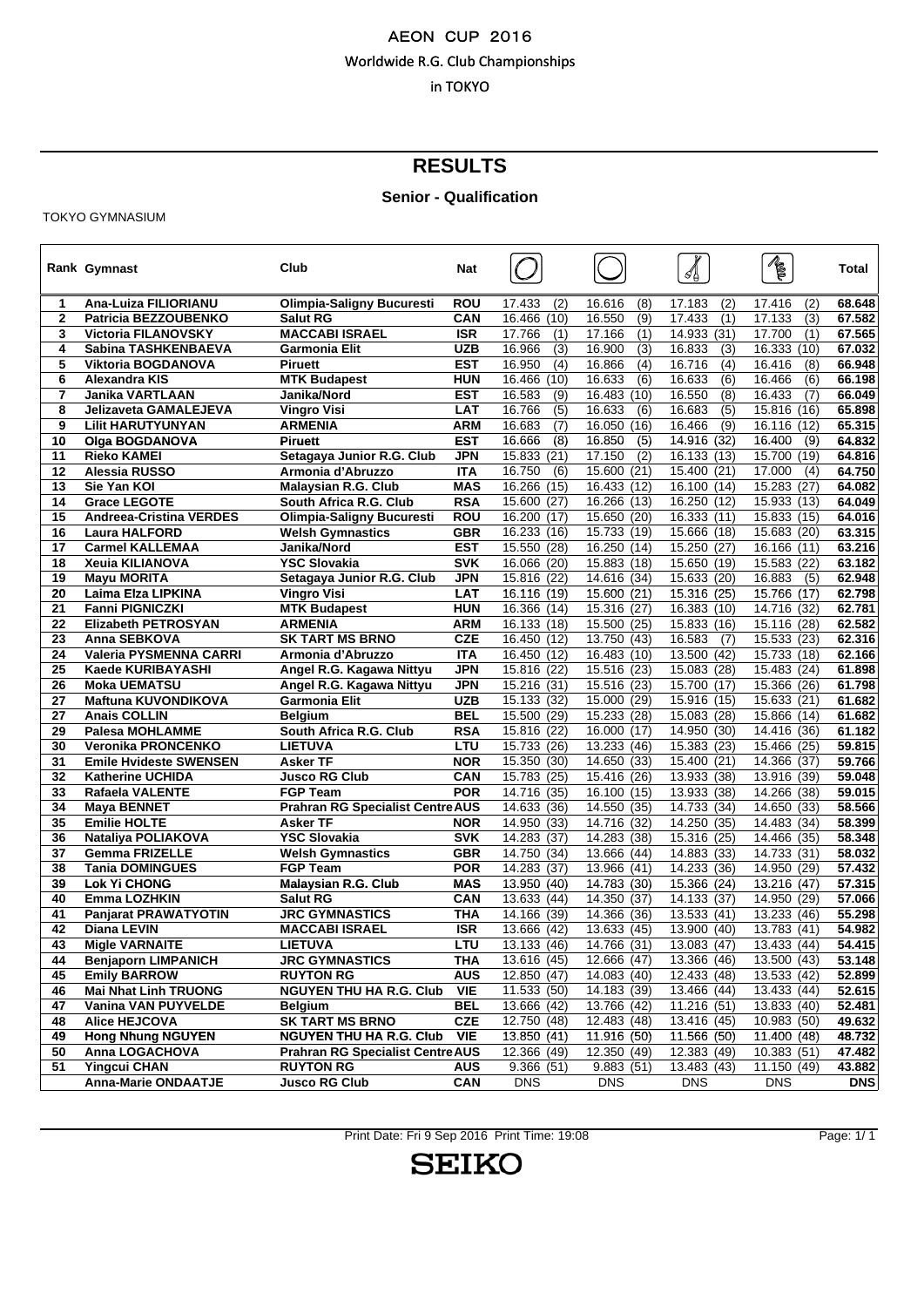AEON CUP 2016

Worldwide R.G. Club Championships

in TOKYO

# RESULTS

## Senior - Qualification

TOKYO GYMNASIUM

| Rank | Gymnast | Club | Nat | Hoop | Ball | Clubs | Ribbon | Total |
|---|---|---|---|---|---|---|---|---|
| 1 | Ana-Luiza FILIORIANU | Olimpia-Saligny Bucuresti | ROU | 17.433 (2) | 16.616 (8) | 17.183 (2) | 17.416 (2) | 68.648 |
| 2 | Patricia BEZZOUBENKO | Salut RG | CAN | 16.466 (10) | 16.550 (9) | 17.433 (1) | 17.133 (3) | 67.582 |
| 3 | Victoria FILANOVSKY | MACCABI ISRAEL | ISR | 17.766 (1) | 17.166 (1) | 14.933 (31) | 17.700 (1) | 67.565 |
| 4 | Sabina TASHKENBAEVA | Garmonia Elit | UZB | 16.966 (3) | 16.900 (3) | 16.833 (3) | 16.333 (10) | 67.032 |
| 5 | Viktoria BOGDANOVA | Piruett | EST | 16.950 (4) | 16.866 (4) | 16.716 (4) | 16.416 (8) | 66.948 |
| 6 | Alexandra KIS | MTK Budapest | HUN | 16.466 (10) | 16.633 (6) | 16.633 (6) | 16.466 (6) | 66.198 |
| 7 | Janika VARTLAAN | Janika/Nord | EST | 16.583 (9) | 16.483 (10) | 16.550 (8) | 16.433 (7) | 66.049 |
| 8 | Jelizaveta GAMALEJEVA | Vingro Visi | LAT | 16.766 (5) | 16.633 (6) | 16.683 (5) | 15.816 (16) | 65.898 |
| 9 | Lilit HARUTYUNYAN | ARMENIA | ARM | 16.683 (7) | 16.050 (16) | 16.466 (9) | 16.116 (12) | 65.315 |
| 10 | Olga BOGDANOVA | Piruett | EST | 16.666 (8) | 16.850 (5) | 14.916 (32) | 16.400 (9) | 64.832 |
| 11 | Rieko KAMEI | Setagaya Junior R.G. Club | JPN | 15.833 (21) | 17.150 (2) | 16.133 (13) | 15.700 (19) | 64.816 |
| 12 | Alessia RUSSO | Armonia d'Abruzzo | ITA | 16.750 (6) | 15.600 (21) | 15.400 (21) | 17.000 (4) | 64.750 |
| 13 | Sie Yan KOI | Malaysian R.G. Club | MAS | 16.266 (15) | 16.433 (12) | 16.100 (14) | 15.283 (27) | 64.082 |
| 14 | Grace LEGOTE | South Africa R.G. Club | RSA | 15.600 (27) | 16.266 (13) | 16.250 (12) | 15.933 (13) | 64.049 |
| 15 | Andreea-Cristina VERDES | Olimpia-Saligny Bucuresti | ROU | 16.200 (17) | 15.650 (20) | 16.333 (11) | 15.833 (15) | 64.016 |
| 16 | Laura HALFORD | Welsh Gymnastics | GBR | 16.233 (16) | 15.733 (19) | 15.666 (18) | 15.683 (20) | 63.315 |
| 17 | Carmel KALLEMAA | Janika/Nord | EST | 15.550 (28) | 16.250 (14) | 15.250 (27) | 16.166 (11) | 63.216 |
| 18 | Xeuia KILIANOVA | YSC Slovakia | SVK | 16.066 (20) | 15.883 (18) | 15.650 (19) | 15.583 (22) | 63.182 |
| 19 | Mayu MORITA | Setagaya Junior R.G. Club | JPN | 15.816 (22) | 14.616 (34) | 15.633 (20) | 16.883 (5) | 62.948 |
| 20 | Laima Elza LIPKINA | Vingro Visi | LAT | 16.116 (19) | 15.600 (21) | 15.316 (25) | 15.766 (17) | 62.798 |
| 21 | Fanni PIGNICZKI | MTK Budapest | HUN | 16.366 (14) | 15.316 (27) | 16.383 (10) | 14.716 (32) | 62.781 |
| 22 | Elizabeth PETROSYAN | ARMENIA | ARM | 16.133 (18) | 15.500 (25) | 15.833 (16) | 15.116 (28) | 62.582 |
| 23 | Anna SEBKOVA | SK TART MS BRNO | CZE | 16.450 (12) | 13.750 (43) | 16.583 (7) | 15.533 (23) | 62.316 |
| 24 | Valeria PYSMENNA CARRI | Armonia d'Abruzzo | ITA | 16.450 (12) | 16.483 (10) | 13.500 (42) | 15.733 (18) | 62.166 |
| 25 | Kaede KURIBAYASHI | Angel R.G. Kagawa Nittyu | JPN | 15.816 (22) | 15.516 (23) | 15.083 (28) | 15.483 (24) | 61.898 |
| 26 | Moka UEMATSU | Angel R.G. Kagawa Nittyu | JPN | 15.216 (31) | 15.516 (23) | 15.700 (17) | 15.366 (26) | 61.798 |
| 27 | Maftuna KUVONDIKOVA | Garmonia Elit | UZB | 15.133 (32) | 15.000 (29) | 15.916 (15) | 15.633 (21) | 61.682 |
| 27 | Anais COLLIN | Belgium | BEL | 15.500 (29) | 15.233 (28) | 15.083 (28) | 15.866 (14) | 61.682 |
| 29 | Palesa MOHLAMME | South Africa R.G. Club | RSA | 15.816 (22) | 16.000 (17) | 14.950 (30) | 14.416 (36) | 61.182 |
| 30 | Veronika PRONCENKO | LIETUVA | LTU | 15.733 (26) | 13.233 (46) | 15.383 (23) | 15.466 (25) | 59.815 |
| 31 | Emile Hvideste SWENSEN | Asker TF | NOR | 15.350 (30) | 14.650 (33) | 15.400 (21) | 14.366 (37) | 59.766 |
| 32 | Katherine UCHIDA | Jusco RG Club | CAN | 15.783 (25) | 15.416 (26) | 13.933 (38) | 13.916 (39) | 59.048 |
| 33 | Rafaela VALENTE | FGP Team | POR | 14.716 (35) | 16.100 (15) | 13.933 (38) | 14.266 (38) | 59.015 |
| 34 | Maya BENNET | Prahran RG Specialist Centre | AUS | 14.633 (36) | 14.550 (35) | 14.733 (34) | 14.650 (33) | 58.566 |
| 35 | Emilie HOLTE | Asker TF | NOR | 14.950 (33) | 14.716 (32) | 14.250 (35) | 14.483 (34) | 58.399 |
| 36 | Nataliya POLIAKOVA | YSC Slovakia | SVK | 14.283 (37) | 14.283 (38) | 15.316 (25) | 14.466 (35) | 58.348 |
| 37 | Gemma FRIZELLE | Welsh Gymnastics | GBR | 14.750 (34) | 13.666 (44) | 14.883 (33) | 14.733 (31) | 58.032 |
| 38 | Tania DOMINGUES | FGP Team | POR | 14.283 (37) | 13.966 (41) | 14.233 (36) | 14.950 (29) | 57.432 |
| 39 | Lok Yi CHONG | Malaysian R.G. Club | MAS | 13.950 (40) | 14.783 (30) | 15.366 (24) | 13.216 (47) | 57.315 |
| 40 | Emma LOZHKIN | Salut RG | CAN | 13.633 (44) | 14.350 (37) | 14.133 (37) | 14.950 (29) | 57.066 |
| 41 | Panjarat PRAWATYOTIN | JRC GYMNASTICS | THA | 14.166 (39) | 14.366 (36) | 13.533 (41) | 13.233 (46) | 55.298 |
| 42 | Diana LEVIN | MACCABI ISRAEL | ISR | 13.666 (42) | 13.633 (45) | 13.900 (40) | 13.783 (41) | 54.982 |
| 43 | Migle VARNAITE | LIETUVA | LTU | 13.133 (46) | 14.766 (31) | 13.083 (47) | 13.433 (44) | 54.415 |
| 44 | Benjaporn LIMPANICH | JRC GYMNASTICS | THA | 13.616 (45) | 12.666 (47) | 13.366 (46) | 13.500 (43) | 53.148 |
| 45 | Emily BARROW | RUYTON RG | AUS | 12.850 (47) | 14.083 (40) | 12.433 (48) | 13.533 (42) | 52.899 |
| 46 | Mai Nhat Linh TRUONG | NGUYEN THU HA R.G. Club | VIE | 11.533 (50) | 14.183 (39) | 13.466 (44) | 13.433 (44) | 52.615 |
| 47 | Vanina VAN PUYVELDE | Belgium | BEL | 13.666 (42) | 13.766 (42) | 11.216 (51) | 13.833 (40) | 52.481 |
| 48 | Alice HEJCOVA | SK TART MS BRNO | CZE | 12.750 (48) | 12.483 (48) | 13.416 (45) | 10.983 (50) | 49.632 |
| 49 | Hong Nhung NGUYEN | NGUYEN THU HA R.G. Club | VIE | 13.850 (41) | 11.916 (50) | 11.566 (50) | 11.400 (48) | 48.732 |
| 50 | Anna LOGACHOVA | Prahran RG Specialist Centre | AUS | 12.366 (49) | 12.350 (49) | 12.383 (49) | 10.383 (51) | 47.482 |
| 51 | Yingcui CHAN | RUYTON RG | AUS | 9.366 (51) | 9.883 (51) | 13.483 (43) | 11.150 (49) | 43.882 |
| | Anna-Marie ONDAATJE | Jusco RG Club | CAN | DNS | DNS | DNS | DNS | DNS |

Print Date: Fri 9 Sep 2016 Print Time: 19:08

SEIKO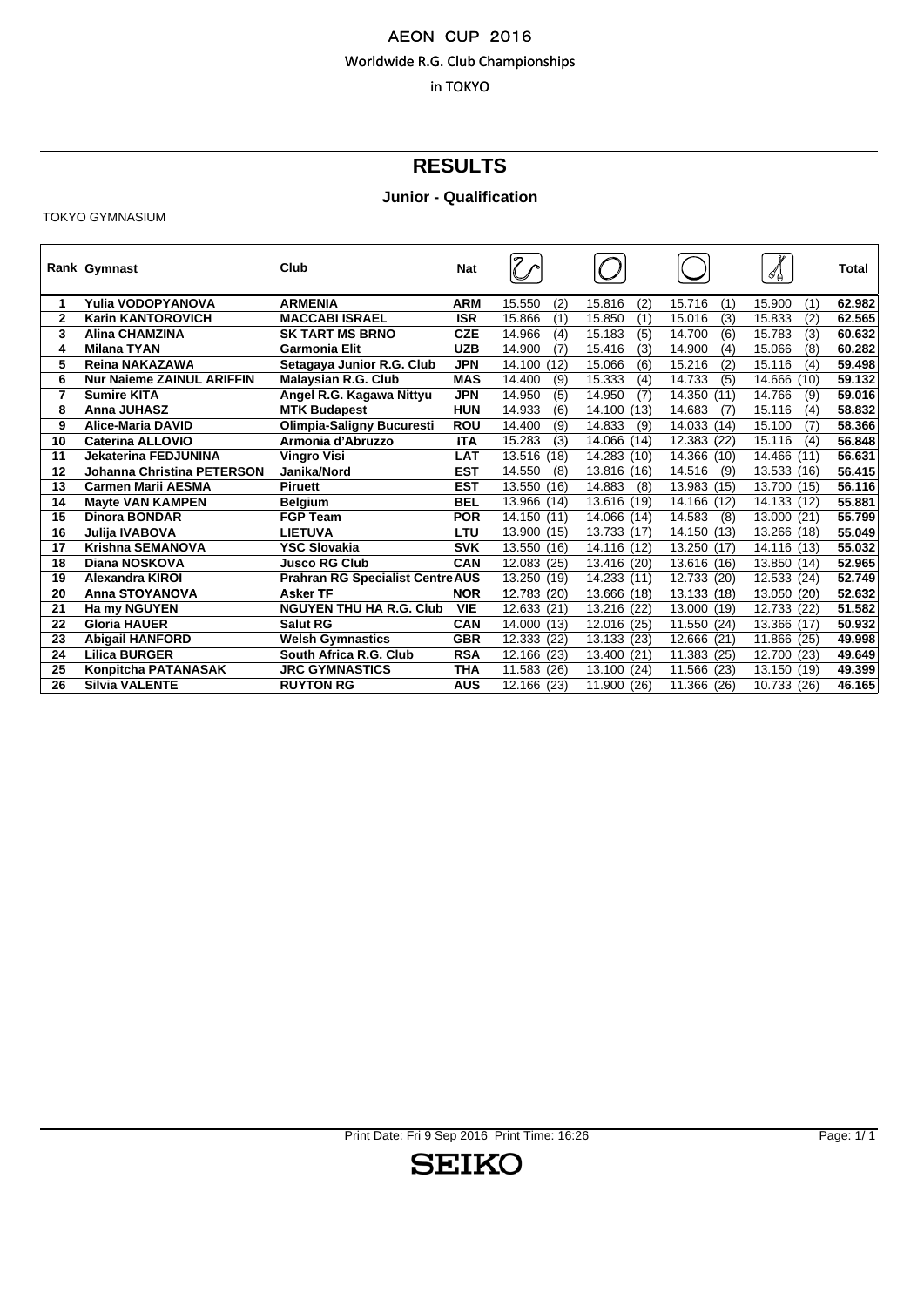AEON CUP 2016

Worldwide R.G. Club Championships

in TOKYO

# RESULTS

### Junior - Qualification

TOKYO GYMNASIUM

| Rank | Gymnast | Club | Nat | Hoop | Ball | Clubs | Ribbon | Total |
|---|---|---|---|---|---|---|---|---|
| 1 | **Yulia VODOPYANOVA** | **ARMENIA** | **ARM** | 15.550 (2) | 15.816 (2) | 15.716 (1) | 15.900 (1) | **62.982** |
| 2 | **Karin KANTOROVICH** | **MACCABI ISRAEL** | **ISR** | 15.866 (1) | 15.850 (1) | 15.016 (3) | 15.833 (2) | **62.565** |
| 3 | **Alina CHAMZINA** | **SK TART MS BRNO** | **CZE** | 14.966 (4) | 15.183 (5) | 14.700 (6) | 15.783 (3) | **60.632** |
| 4 | **Milana TYAN** | **Garmonia Elit** | **UZB** | 14.900 (7) | 15.416 (3) | 14.900 (4) | 15.066 (8) | **60.282** |
| 5 | **Reina NAKAZAWA** | **Setagaya Junior R.G. Club** | **JPN** | 14.100 (12) | 15.066 (6) | 15.216 (2) | 15.116 (4) | **59.498** |
| 6 | **Nur Naieme ZAINUL ARIFFIN** | **Malaysian R.G. Club** | **MAS** | 14.400 (9) | 15.333 (4) | 14.733 (5) | 14.666 (10) | **59.132** |
| 7 | **Sumire KITA** | **Angel R.G. Kagawa Nittyu** | **JPN** | 14.950 (5) | 14.950 (7) | 14.350 (11) | 14.766 (9) | **59.016** |
| 8 | **Anna JUHASZ** | **MTK Budapest** | **HUN** | 14.933 (6) | 14.100 (13) | 14.683 (7) | 15.116 (4) | **58.832** |
| 9 | **Alice-Maria DAVID** | **Olimpia-Saligny Bucuresti** | **ROU** | 14.400 (9) | 14.833 (9) | 14.033 (14) | 15.100 (7) | **58.366** |
| 10 | **Caterina ALLOVIO** | **Armonia d'Abruzzo** | **ITA** | 15.283 (3) | 14.066 (14) | 12.383 (22) | 15.116 (4) | **56.848** |
| 11 | **Jekaterina FEDJUNINA** | **Vingro Visi** | **LAT** | 13.516 (18) | 14.283 (10) | 14.366 (10) | 14.466 (11) | **56.631** |
| 12 | **Johanna Christina PETERSON** | **Janika/Nord** | **EST** | 14.550 (8) | 13.816 (16) | 14.516 (9) | 13.533 (16) | **56.415** |
| 13 | **Carmen Marii AESMA** | **Piruett** | **EST** | 13.550 (16) | 14.883 (8) | 13.983 (15) | 13.700 (15) | **56.116** |
| 14 | **Mayte VAN KAMPEN** | **Belgium** | **BEL** | 13.966 (14) | 13.616 (19) | 14.166 (12) | 14.133 (12) | **55.881** |
| 15 | **Dinora BONDAR** | **FGP Team** | **POR** | 14.150 (11) | 14.066 (14) | 14.583 (8) | 13.000 (21) | **55.799** |
| 16 | **Julija IVABOVA** | **LIETUVA** | **LTU** | 13.900 (15) | 13.733 (17) | 14.150 (13) | 13.266 (18) | **55.049** |
| 17 | **Krishna SEMANOVA** | **YSC Slovakia** | **SVK** | 13.550 (16) | 14.116 (12) | 13.250 (17) | 14.116 (13) | **55.032** |
| 18 | **Diana NOSKOVA** | **Jusco RG Club** | **CAN** | 12.083 (25) | 13.416 (20) | 13.616 (16) | 13.850 (14) | **52.965** |
| 19 | **Alexandra KIROI** | **Prahran RG Specialist Centre** | **AUS** | 13.250 (19) | 14.233 (11) | 12.733 (20) | 12.533 (24) | **52.749** |
| 20 | **Anna STOYANOVA** | **Asker TF** | **NOR** | 12.783 (20) | 13.666 (18) | 13.133 (18) | 13.050 (20) | **52.632** |
| 21 | **Ha my NGUYEN** | **NGUYEN THU HA R.G. Club** | **VIE** | 12.633 (21) | 13.216 (22) | 13.000 (19) | 12.733 (22) | **51.582** |
| 22 | **Gloria HAUER** | **Salut RG** | **CAN** | 14.000 (13) | 12.016 (25) | 11.550 (24) | 13.366 (17) | **50.932** |
| 23 | **Abigail HANFORD** | **Welsh Gymnastics** | **GBR** | 12.333 (22) | 13.133 (23) | 12.666 (21) | 11.866 (25) | **49.998** |
| 24 | **Lilica BURGER** | **South Africa R.G. Club** | **RSA** | 12.166 (23) | 13.400 (21) | 11.383 (25) | 12.700 (23) | **49.649** |
| 25 | **Konpitcha PATANASAK** | **JRC GYMNASTICS** | **THA** | 11.583 (26) | 13.100 (24) | 11.566 (23) | 13.150 (19) | **49.399** |
| 26 | **Silvia VALENTE** | **RUYTON RG** | **AUS** | 12.166 (23) | 11.900 (26) | 11.366 (26) | 10.733 (26) | **46.165** |

Print Date: Fri 9 Sep 2016 Print Time: 16:26

SEIKO